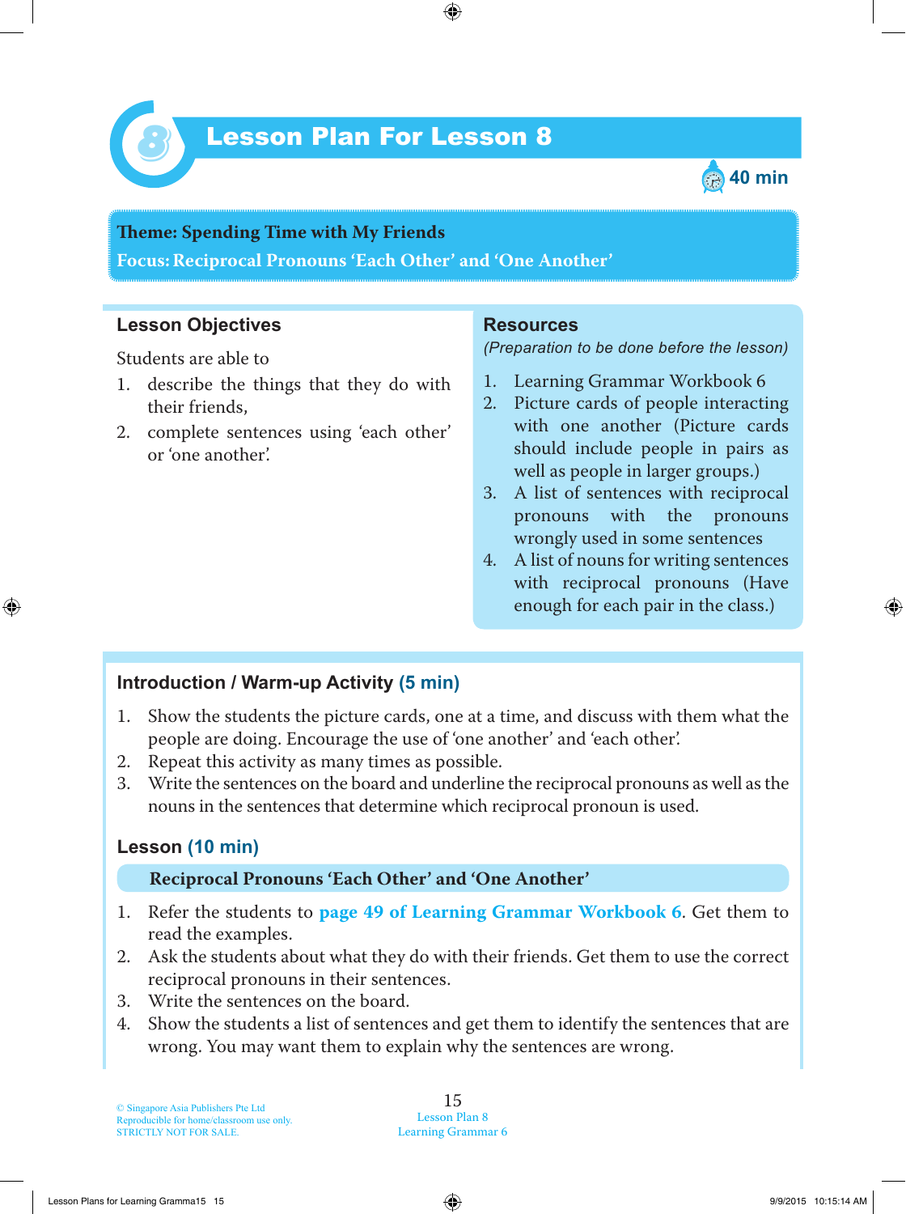# Lesson Plan For Lesson 8

40 min

**Theme: Spending Time with My Friends**
**Focus: Reciprocal Pronouns 'Each Other' and 'One Another'**

## Lesson Objectives

Students are able to

1. describe the things that they do with their friends,
2. complete sentences using 'each other' or 'one another'.

## Resources

*(Preparation to be done before the lesson)*

1. Learning Grammar Workbook 6
2. Picture cards of people interacting with one another (Picture cards should include people in pairs as well as people in larger groups.)
3. A list of sentences with reciprocal pronouns with the pronouns wrongly used in some sentences
4. A list of nouns for writing sentences with reciprocal pronouns (Have enough for each pair in the class.)

## Introduction / Warm-up Activity (5 min)

1. Show the students the picture cards, one at a time, and discuss with them what the people are doing. Encourage the use of 'one another' and 'each other'.
2. Repeat this activity as many times as possible.
3. Write the sentences on the board and underline the reciprocal pronouns as well as the nouns in the sentences that determine which reciprocal pronoun is used.

## Lesson (10 min)

**Reciprocal Pronouns 'Each Other' and 'One Another'**

1. Refer the students to **page 49 of Learning Grammar Workbook 6**. Get them to read the examples.
2. Ask the students about what they do with their friends. Get them to use the correct reciprocal pronouns in their sentences.
3. Write the sentences on the board.
4. Show the students a list of sentences and get them to identify the sentences that are wrong. You may want them to explain why the sentences are wrong.

© Singapore Asia Publishers Pte Ltd
Reproducible for home/classroom use only.
STRICTLY NOT FOR SALE.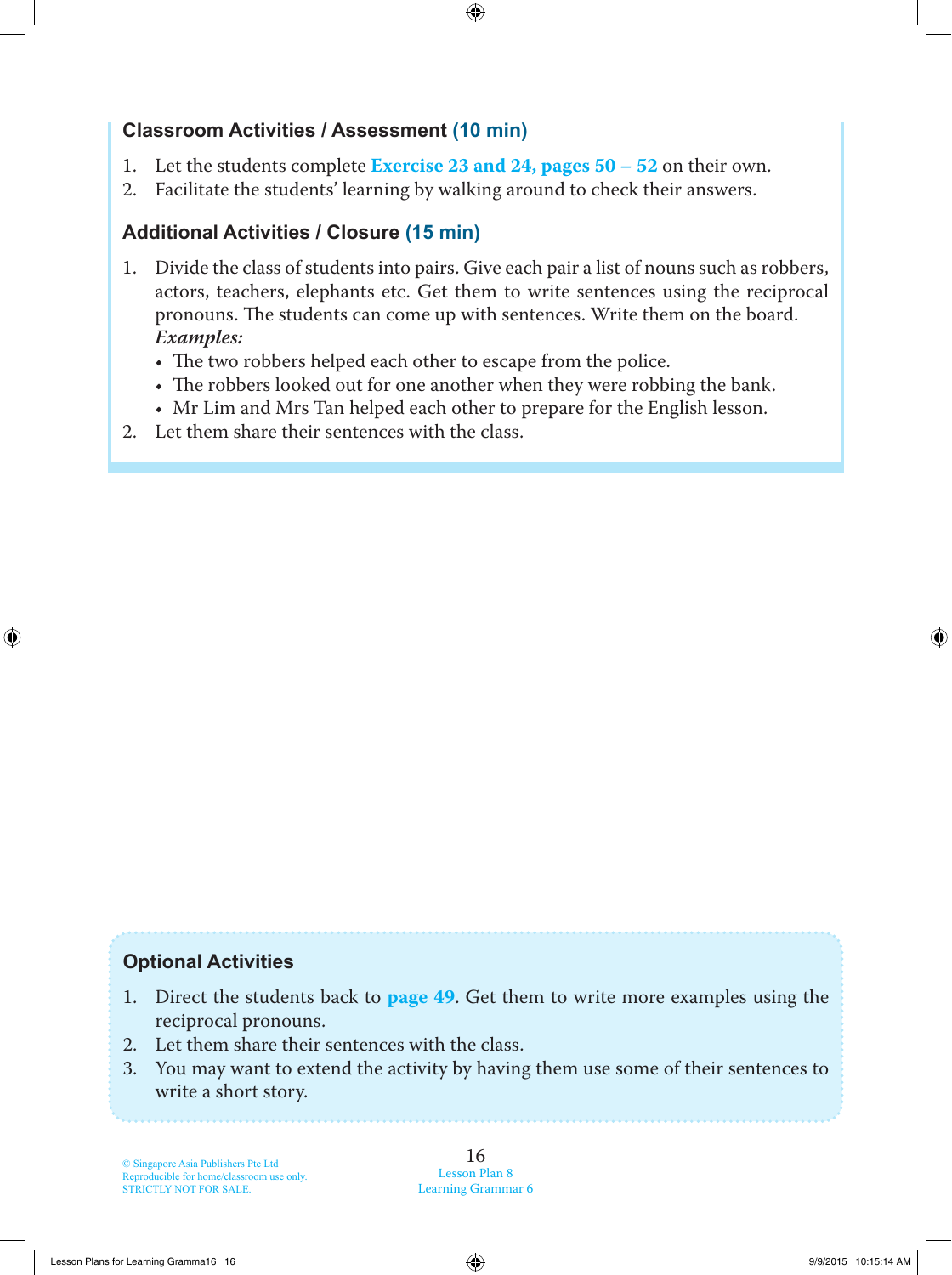### Classroom Activities / Assessment (10 min)

1. Let the students complete **Exercise 23 and 24, pages 50 – 52** on their own.
2. Facilitate the students' learning by walking around to check their answers.

### Additional Activities / Closure (15 min)

1. Divide the class of students into pairs. Give each pair a list of nouns such as robbers, actors, teachers, elephants etc. Get them to write sentences using the reciprocal pronouns. The students can come up with sentences. Write them on the board.
   ***Examples:***
   - The two robbers helped each other to escape from the police.
   - The robbers looked out for one another when they were robbing the bank.
   - Mr Lim and Mrs Tan helped each other to prepare for the English lesson.
2. Let them share their sentences with the class.

### Optional Activities

1. Direct the students back to **page 49**. Get them to write more examples using the reciprocal pronouns.
2. Let them share their sentences with the class.
3. You may want to extend the activity by having them use some of their sentences to write a short story.

© Singapore Asia Publishers Pte Ltd
Reproducible for home/classroom use only.
STRICTLY NOT FOR SALE.